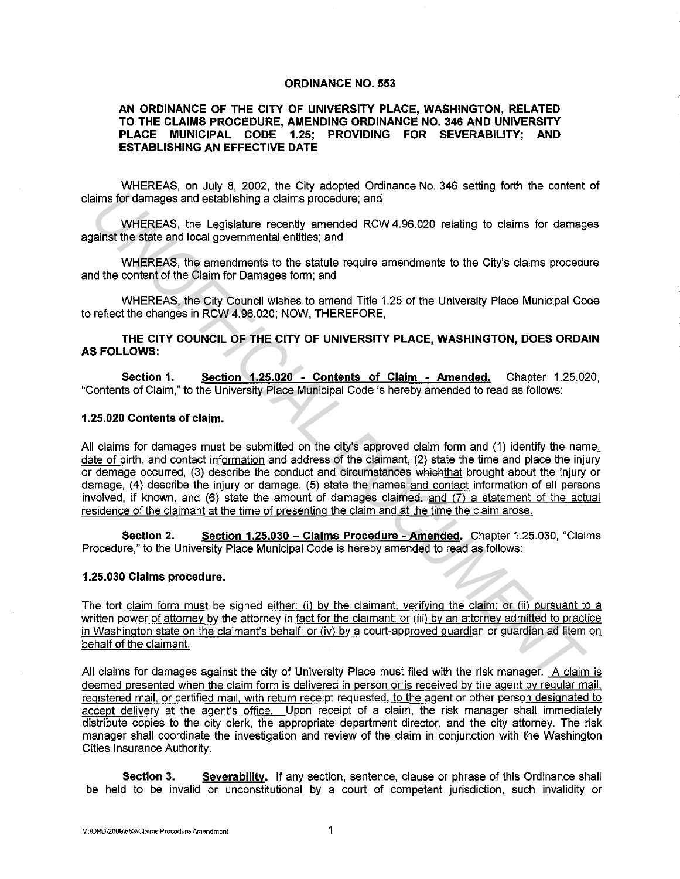# ORDINANCE NO. 553

## AN ORDINANCE OF THE CITY OF UNIVERSITY PLACE, WASHINGTON, RELATED TO THE CLAIMS PROCEDURE, AMENDING ORDINANCE NO. 346 AND UNIVERSITY PLACE MUNICIPAL CODE 1.25; PROVIDING FOR SEVERABILITY; AND ESTABLISHING AN EFFECTIVE DATE

WHEREAS, on July 8, 2002, the City adopted Ordinance No. 346 setting forth the content of claims for damages and establishing a claims procedure; and

WHEREAS, the Legislature recently amended RCW 4.96.020 relating to claims for damages against the state and local governmental entities; and

WHEREAS, the amendments to the statute require amendments to the City's claims procedure and the content of the Claim for Damages form; and

WHEREAS, the City Council wishes to amend Title 1.25 of the University Place Municipal Code to reflect the changes in RCW 4.96.020; NOW, THEREFORE,

**THE CITY COUNCIL OF THE CITY OF UNIVERSITY PLACE, WASHINGTON, DOES ORDAIN AS FOLLOWS:**

**Section 1.** **Section 1.25.020 - Contents of Claim - Amended.** Chapter 1.25.020, "Contents of Claim," to the University Place Municipal Code is hereby amended to read as follows:

**1.25.020 Contents of claim.**

All claims for damages must be submitted on the city's approved claim form and (1) identify the name, date of birth, and contact information ~~and address~~ of the claimant, (2) state the time and place the injury or damage occurred, (3) describe the conduct and circumstances ~~which~~that brought about the injury or damage, (4) describe the injury or damage, (5) state the names and contact information of all persons involved, if known, ~~and~~ (6) state the amount of damages claimed~~.~~ and (7) a statement of the actual residence of the claimant at the time of presenting the claim and at the time the claim arose.

**Section 2.** **Section 1.25.030 – Claims Procedure - Amended.** Chapter 1.25.030, "Claims Procedure," to the University Place Municipal Code is hereby amended to read as follows:

**1.25.030 Claims procedure.**

The tort claim form must be signed either: (i) by the claimant, verifying the claim; or (ii) pursuant to a written power of attorney by the attorney in fact for the claimant; or (iii) by an attorney admitted to practice in Washington state on the claimant's behalf; or (iv) by a court-approved guardian or guardian ad litem on behalf of the claimant.

All claims for damages against the city of University Place must filed with the risk manager. A claim is deemed presented when the claim form is delivered in person or is received by the agent by regular mail, registered mail, or certified mail, with return receipt requested, to the agent or other person designated to accept delivery at the agent's office. Upon receipt of a claim, the risk manager shall immediately distribute copies to the city clerk, the appropriate department director, and the city attorney. The risk manager shall coordinate the investigation and review of the claim in conjunction with the Washington Cities Insurance Authority.

**Section 3.** **Severability.** If any section, sentence, clause or phrase of this Ordinance shall be held to be invalid or unconstitutional by a court of competent jurisdiction, such invalidity or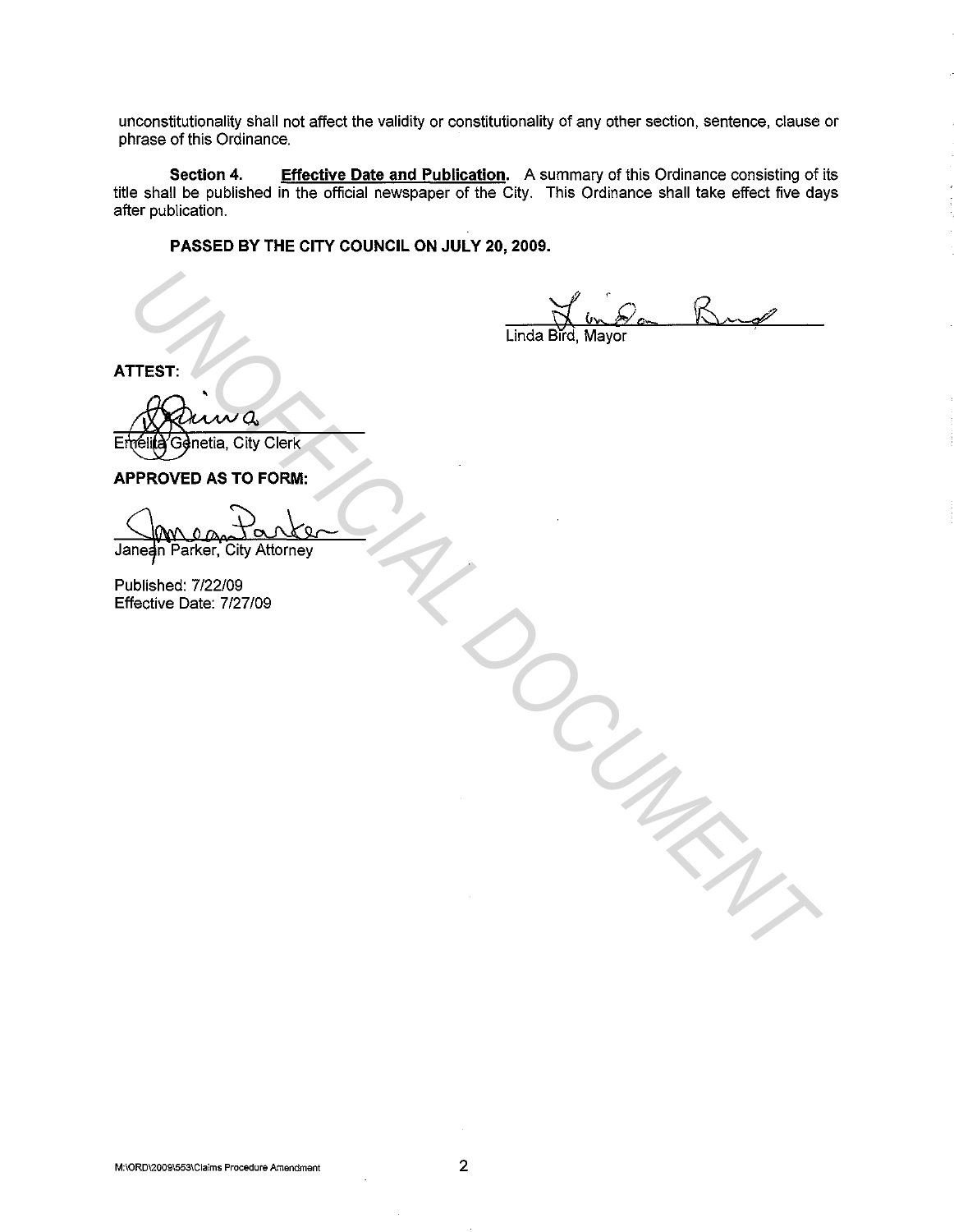unconstitutionality shall not affect the validity or constitutionality of any other section, sentence, clause or phrase of this Ordinance.

**Section 4.** **Effective Date and Publication.** A summary of this Ordinance consisting of its title shall be published in the official newspaper of the City. This Ordinance shall take effect five days after publication.

**PASSED BY THE CITY COUNCIL ON JULY 20, 2009.**

Linda Bird, Mayor

**ATTEST:**

Emelita Genetia, City Clerk

**APPROVED AS TO FORM:**

Janean Parker, City Attorney

Published: 7/22/09
Effective Date: 7/27/09

UNOFFICIAL DOCUMENT

M:\ORD\2009\553\Claims Procedure Amendment